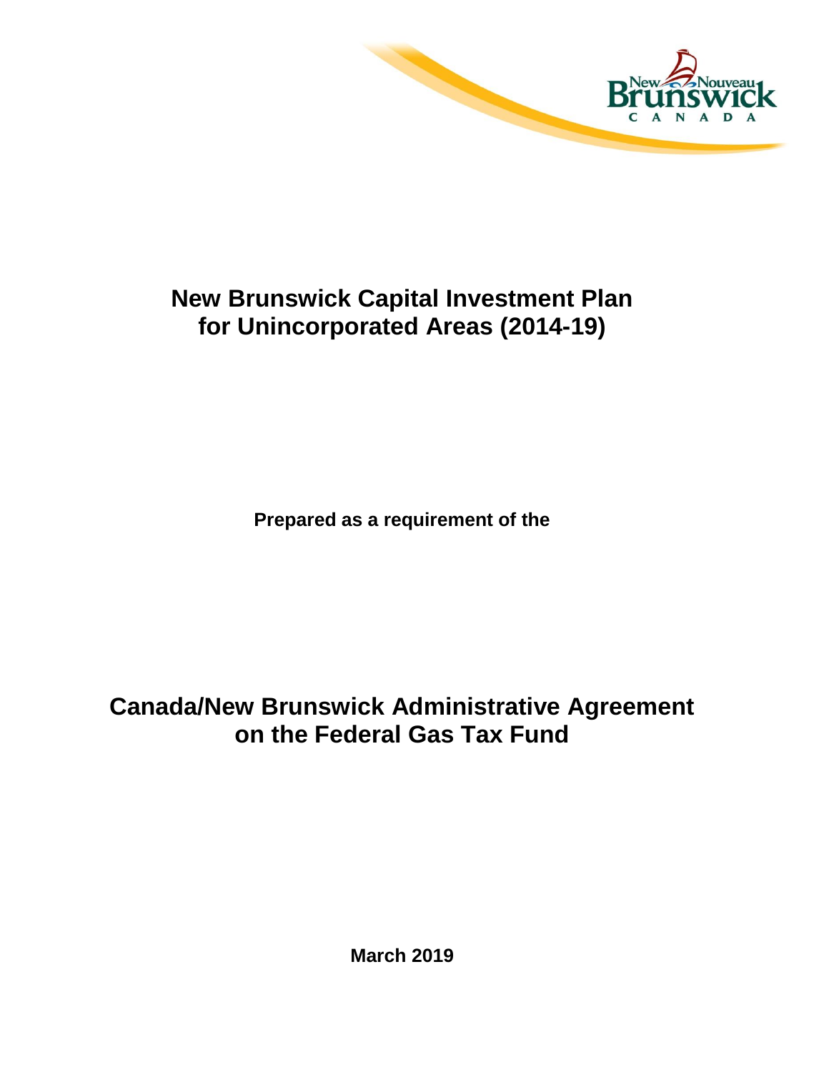# New Brunswick Capital Investment Plan for Unincorporated Areas (2014-19)

**Prepared as a requirement of the**

# Canada/New Brunswick Administrative Agreement on the Federal Gas Tax Fund

**March 2019**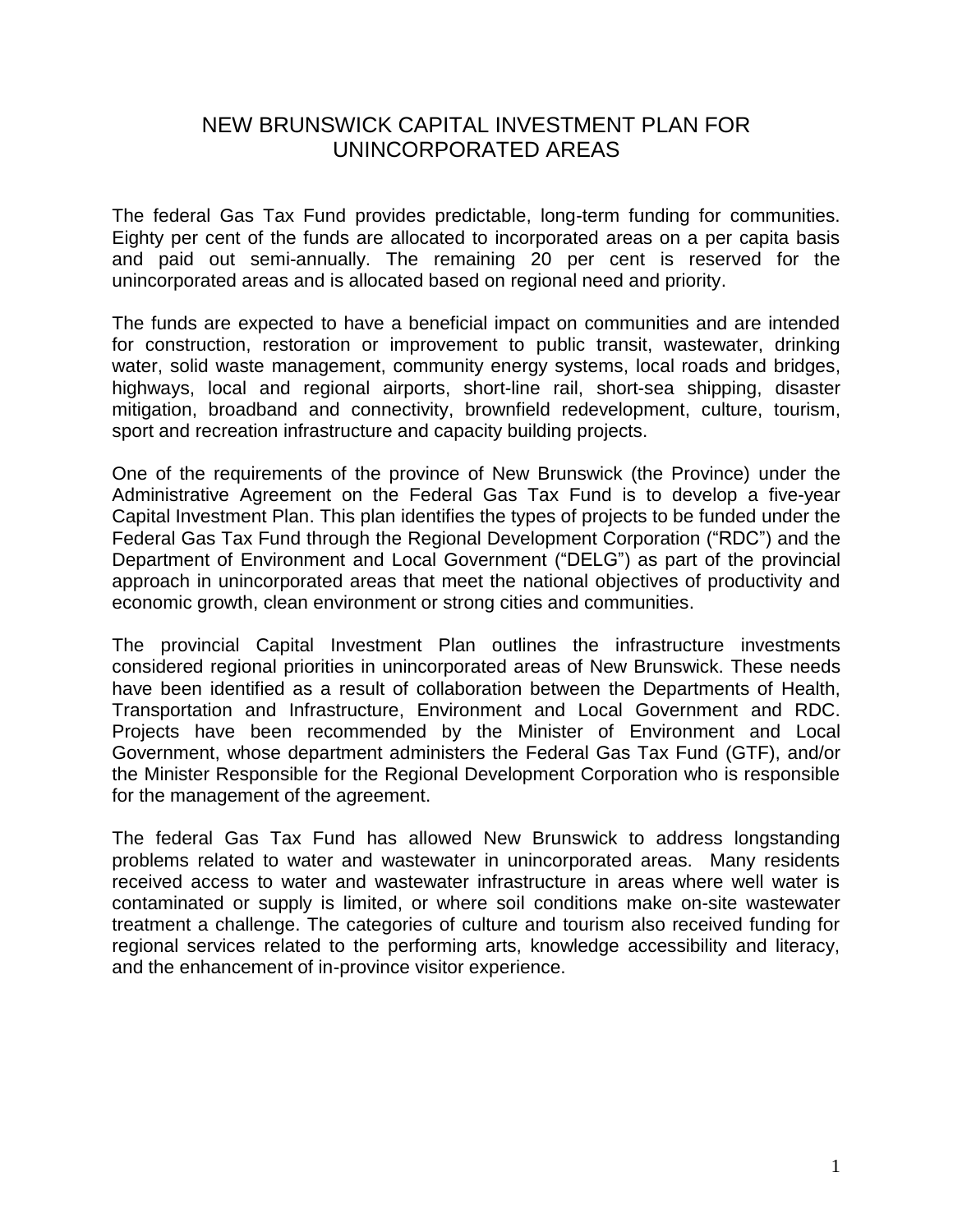# NEW BRUNSWICK CAPITAL INVESTMENT PLAN FOR UNINCORPORATED AREAS

The federal Gas Tax Fund provides predictable, long-term funding for communities. Eighty per cent of the funds are allocated to incorporated areas on a per capita basis and paid out semi-annually. The remaining 20 per cent is reserved for the unincorporated areas and is allocated based on regional need and priority.

The funds are expected to have a beneficial impact on communities and are intended for construction, restoration or improvement to public transit, wastewater, drinking water, solid waste management, community energy systems, local roads and bridges, highways, local and regional airports, short-line rail, short-sea shipping, disaster mitigation, broadband and connectivity, brownfield redevelopment, culture, tourism, sport and recreation infrastructure and capacity building projects.

One of the requirements of the province of New Brunswick (the Province) under the Administrative Agreement on the Federal Gas Tax Fund is to develop a five-year Capital Investment Plan. This plan identifies the types of projects to be funded under the Federal Gas Tax Fund through the Regional Development Corporation ("RDC") and the Department of Environment and Local Government ("DELG") as part of the provincial approach in unincorporated areas that meet the national objectives of productivity and economic growth, clean environment or strong cities and communities.

The provincial Capital Investment Plan outlines the infrastructure investments considered regional priorities in unincorporated areas of New Brunswick. These needs have been identified as a result of collaboration between the Departments of Health, Transportation and Infrastructure, Environment and Local Government and RDC. Projects have been recommended by the Minister of Environment and Local Government, whose department administers the Federal Gas Tax Fund (GTF), and/or the Minister Responsible for the Regional Development Corporation who is responsible for the management of the agreement.

The federal Gas Tax Fund has allowed New Brunswick to address longstanding problems related to water and wastewater in unincorporated areas. Many residents received access to water and wastewater infrastructure in areas where well water is contaminated or supply is limited, or where soil conditions make on-site wastewater treatment a challenge. The categories of culture and tourism also received funding for regional services related to the performing arts, knowledge accessibility and literacy, and the enhancement of in-province visitor experience.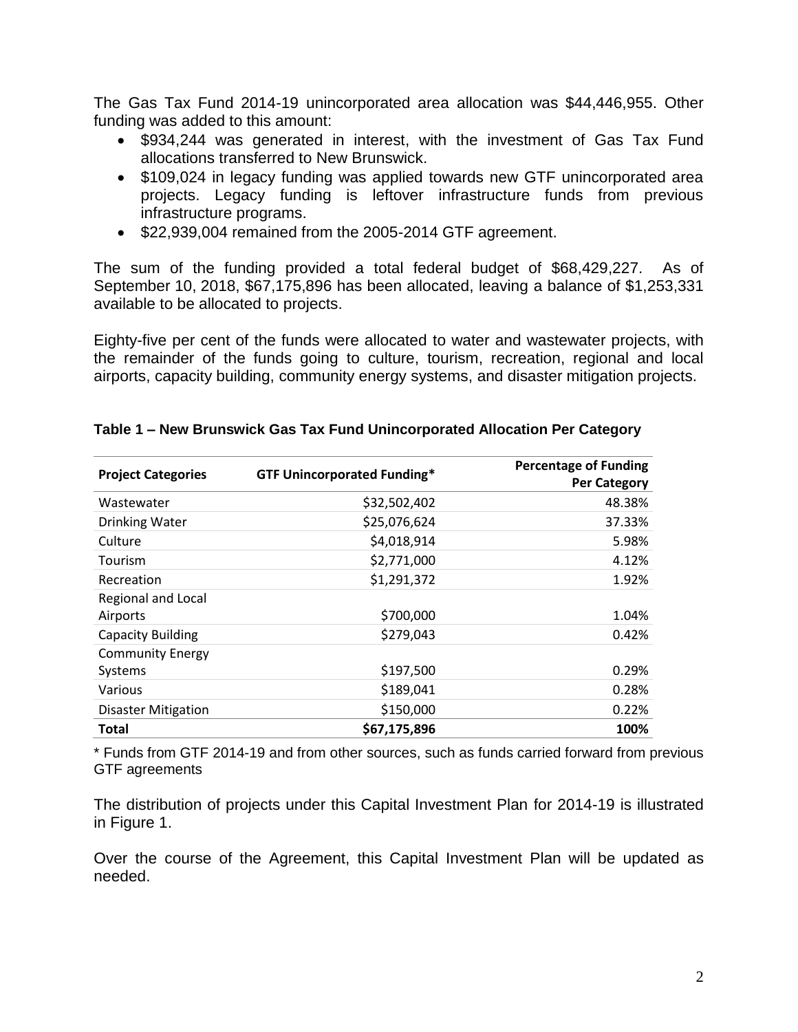The Gas Tax Fund 2014-19 unincorporated area allocation was $44,446,955. Other funding was added to this amount:

- $934,244 was generated in interest, with the investment of Gas Tax Fund allocations transferred to New Brunswick.
- $109,024 in legacy funding was applied towards new GTF unincorporated area projects. Legacy funding is leftover infrastructure funds from previous infrastructure programs.
- $22,939,004 remained from the 2005-2014 GTF agreement.

The sum of the funding provided a total federal budget of $68,429,227. As of September 10, 2018, $67,175,896 has been allocated, leaving a balance of $1,253,331 available to be allocated to projects.

Eighty-five per cent of the funds were allocated to water and wastewater projects, with the remainder of the funds going to culture, tourism, recreation, regional and local airports, capacity building, community energy systems, and disaster mitigation projects.

**Table 1 – New Brunswick Gas Tax Fund Unincorporated Allocation Per Category**

| Project Categories | GTF Unincorporated Funding* | Percentage of Funding Per Category |
|---|---|---|
| Wastewater | $32,502,402 | 48.38% |
| Drinking Water | $25,076,624 | 37.33% |
| Culture | $4,018,914 | 5.98% |
| Tourism | $2,771,000 | 4.12% |
| Recreation | $1,291,372 | 1.92% |
| Regional and Local Airports | $700,000 | 1.04% |
| Capacity Building | $279,043 | 0.42% |
| Community Energy Systems | $197,500 | 0.29% |
| Various | $189,041 | 0.28% |
| Disaster Mitigation | $150,000 | 0.22% |
| **Total** | **$67,175,896** | **100%** |

* Funds from GTF 2014-19 and from other sources, such as funds carried forward from previous GTF agreements

The distribution of projects under this Capital Investment Plan for 2014-19 is illustrated in Figure 1.

Over the course of the Agreement, this Capital Investment Plan will be updated as needed.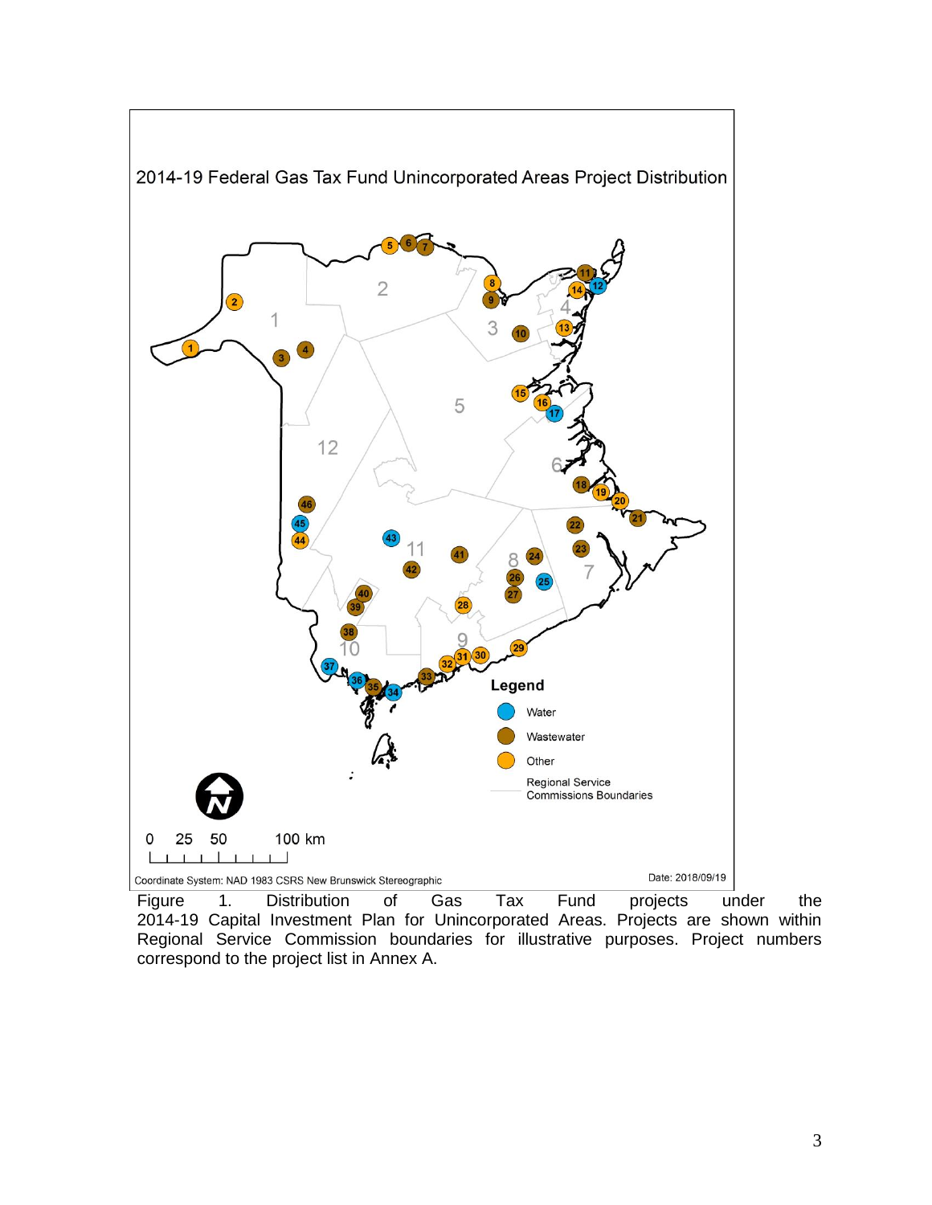Figure 1. Distribution of Gas Tax Fund projects under the 2014-19 Capital Investment Plan for Unincorporated Areas. Projects are shown within Regional Service Commission boundaries for illustrative purposes. Project numbers correspond to the project list in Annex A.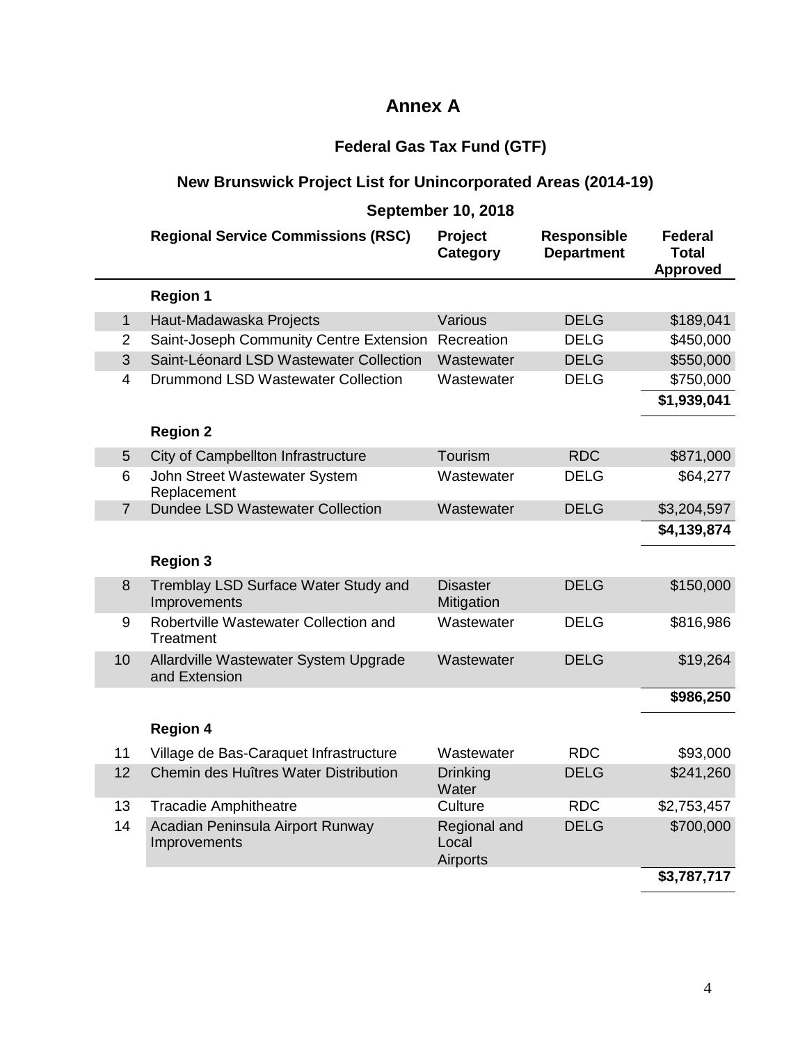# Annex A

## Federal Gas Tax Fund (GTF)

## New Brunswick Project List for Unincorporated Areas (2014-19)

### September 10, 2018

| | Regional Service Commissions (RSC) | Project Category | Responsible Department | Federal Total Approved |
|---|---|---|---|---|
| | **Region 1** | | | |
| 1 | Haut-Madawaska Projects | Various | DELG | $189,041 |
| 2 | Saint-Joseph Community Centre Extension | Recreation | DELG | $450,000 |
| 3 | Saint-Léonard LSD Wastewater Collection | Wastewater | DELG | $550,000 |
| 4 | Drummond LSD Wastewater Collection | Wastewater | DELG | $750,000 |
| | | | | **$1,939,041** |
| | **Region 2** | | | |
| 5 | City of Campbellton Infrastructure | Tourism | RDC | $871,000 |
| 6 | John Street Wastewater System Replacement | Wastewater | DELG | $64,277 |
| 7 | Dundee LSD Wastewater Collection | Wastewater | DELG | $3,204,597 |
| | | | | **$4,139,874** |
| | **Region 3** | | | |
| 8 | Tremblay LSD Surface Water Study and Improvements | Disaster Mitigation | DELG | $150,000 |
| 9 | Robertville Wastewater Collection and Treatment | Wastewater | DELG | $816,986 |
| 10 | Allardville Wastewater System Upgrade and Extension | Wastewater | DELG | $19,264 |
| | | | | **$986,250** |
| | **Region 4** | | | |
| 11 | Village de Bas-Caraquet Infrastructure | Wastewater | RDC | $93,000 |
| 12 | Chemin des Huîtres Water Distribution | Drinking Water | DELG | $241,260 |
| 13 | Tracadie Amphitheatre | Culture | RDC | $2,753,457 |
| 14 | Acadian Peninsula Airport Runway Improvements | Regional and Local Airports | DELG | $700,000 |
| | | | | **$3,787,717** |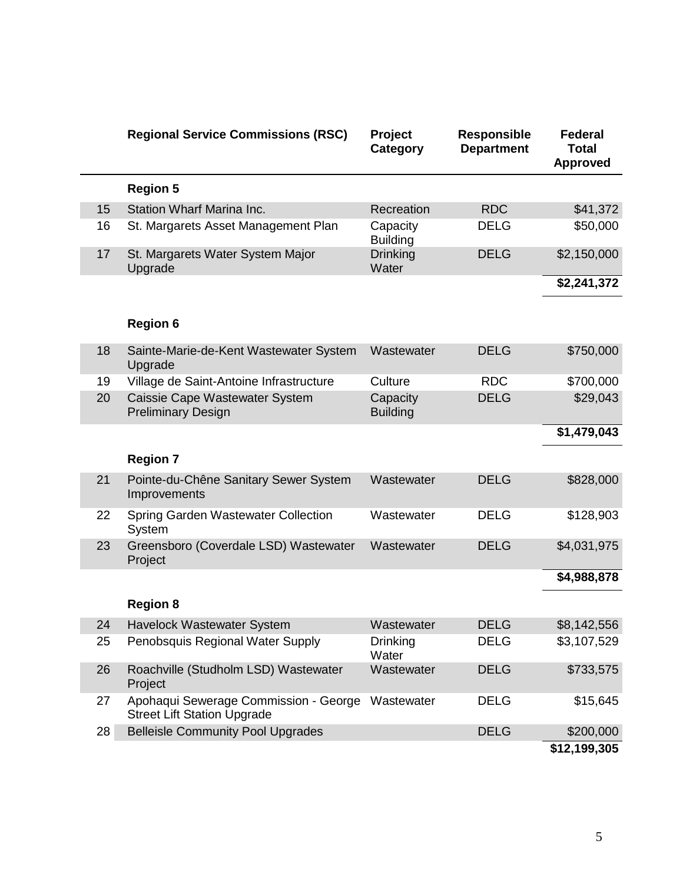| | Regional Service Commissions (RSC) | Project Category | Responsible Department | Federal Total Approved |
|---|---|---|---|---|
| | **Region 5** | | | |
| 15 | Station Wharf Marina Inc. | Recreation | RDC | $41,372 |
| 16 | St. Margarets Asset Management Plan | Capacity Building | DELG | $50,000 |
| 17 | St. Margarets Water System Major Upgrade | Drinking Water | DELG | $2,150,000 |
| | | | | **$2,241,372** |
| | **Region 6** | | | |
| 18 | Sainte-Marie-de-Kent Wastewater System Upgrade | Wastewater | DELG | $750,000 |
| 19 | Village de Saint-Antoine Infrastructure | Culture | RDC | $700,000 |
| 20 | Caissie Cape Wastewater System Preliminary Design | Capacity Building | DELG | $29,043 |
| | | | | **$1,479,043** |
| | **Region 7** | | | |
| 21 | Pointe-du-Chêne Sanitary Sewer System Improvements | Wastewater | DELG | $828,000 |
| 22 | Spring Garden Wastewater Collection System | Wastewater | DELG | $128,903 |
| 23 | Greensboro (Coverdale LSD) Wastewater Project | Wastewater | DELG | $4,031,975 |
| | | | | **$4,988,878** |
| | **Region 8** | | | |
| 24 | Havelock Wastewater System | Wastewater | DELG | $8,142,556 |
| 25 | Penobsquis Regional Water Supply | Drinking Water | DELG | $3,107,529 |
| 26 | Roachville (Studholm LSD) Wastewater Project | Wastewater | DELG | $733,575 |
| 27 | Apohaqui Sewerage Commission - George Street Lift Station Upgrade | Wastewater | DELG | $15,645 |
| 28 | Belleisle Community Pool Upgrades | | DELG | $200,000 |
| | | | | **$12,199,305** |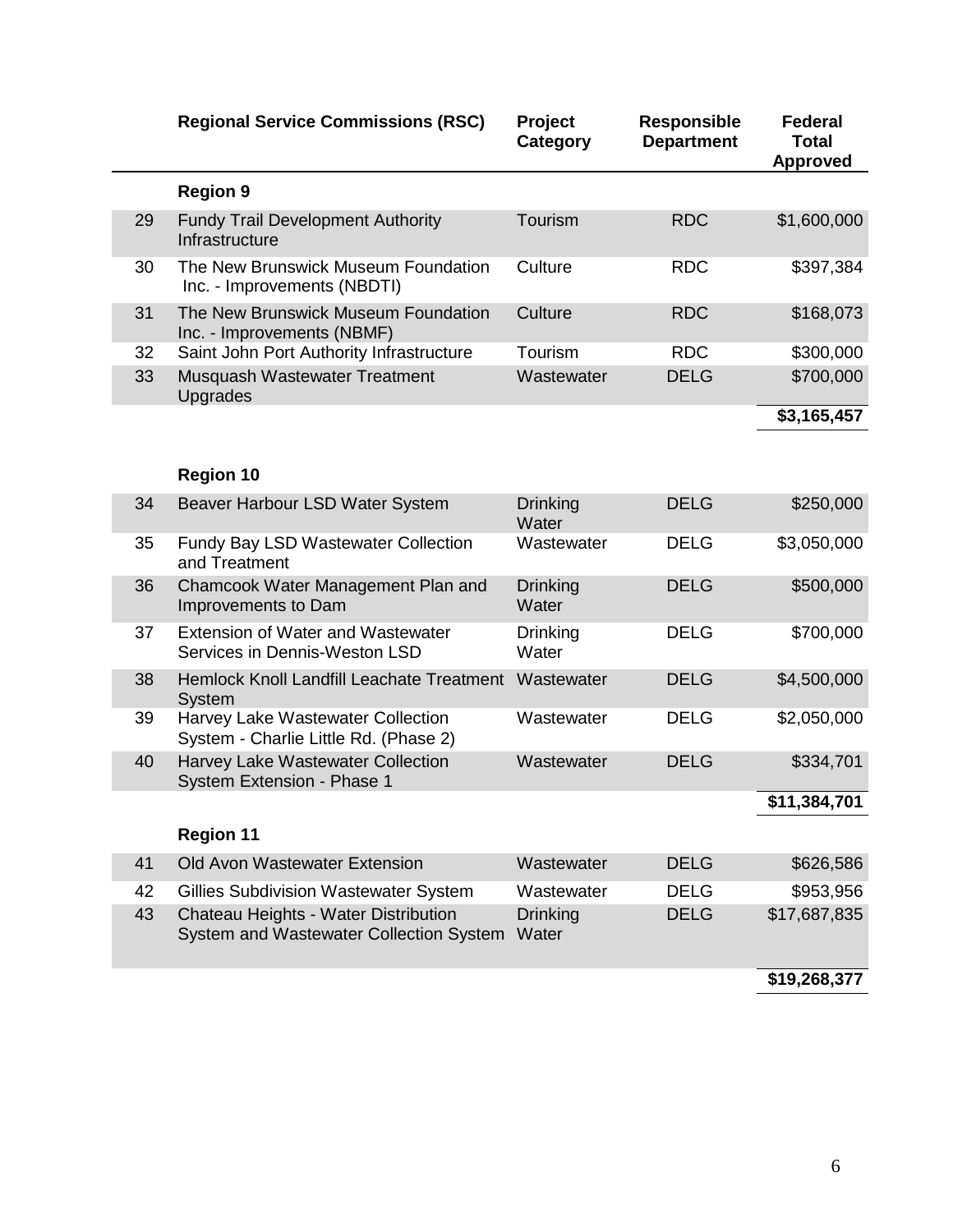| | Regional Service Commissions (RSC) | Project Category | Responsible Department | Federal Total Approved |
|---|---|---|---|---|
| | **Region 9** | | | |
| 29 | Fundy Trail Development Authority Infrastructure | Tourism | RDC | $1,600,000 |
| 30 | The New Brunswick Museum Foundation Inc. - Improvements (NBDTI) | Culture | RDC | $397,384 |
| 31 | The New Brunswick Museum Foundation Inc. - Improvements (NBMF) | Culture | RDC | $168,073 |
| 32 | Saint John Port Authority Infrastructure | Tourism | RDC | $300,000 |
| 33 | Musquash Wastewater Treatment Upgrades | Wastewater | DELG | $700,000 |
| | | | | **$3,165,457** |
| | **Region 10** | | | |
| 34 | Beaver Harbour LSD Water System | Drinking Water | DELG | $250,000 |
| 35 | Fundy Bay LSD Wastewater Collection and Treatment | Wastewater | DELG | $3,050,000 |
| 36 | Chamcook Water Management Plan and Improvements to Dam | Drinking Water | DELG | $500,000 |
| 37 | Extension of Water and Wastewater Services in Dennis-Weston LSD | Drinking Water | DELG | $700,000 |
| 38 | Hemlock Knoll Landfill Leachate Treatment System | Wastewater | DELG | $4,500,000 |
| 39 | Harvey Lake Wastewater Collection System - Charlie Little Rd. (Phase 2) | Wastewater | DELG | $2,050,000 |
| 40 | Harvey Lake Wastewater Collection System Extension - Phase 1 | Wastewater | DELG | $334,701 |
| | | | | **$11,384,701** |
| | **Region 11** | | | |
| 41 | Old Avon Wastewater Extension | Wastewater | DELG | $626,586 |
| 42 | Gillies Subdivision Wastewater System | Wastewater | DELG | $953,956 |
| 43 | Chateau Heights - Water Distribution System and Wastewater Collection System | Drinking Water | DELG | $17,687,835 |
| | | | | **$19,268,377** |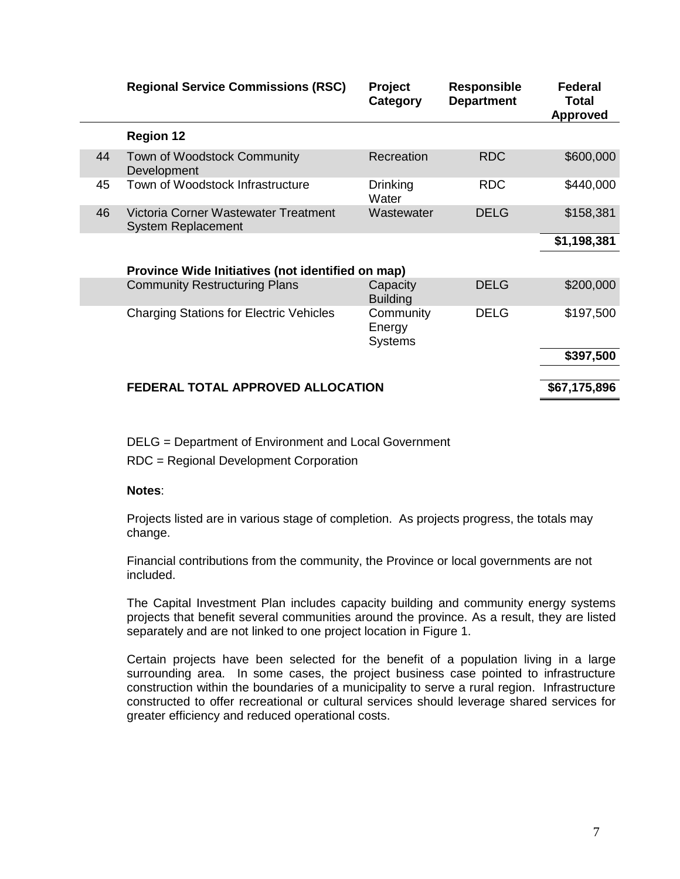| | Regional Service Commissions (RSC) | Project Category | Responsible Department | Federal Total Approved |
|---|---|---|---|---|
| | **Region 12** | | | |
| 44 | Town of Woodstock Community Development | Recreation | RDC | $600,000 |
| 45 | Town of Woodstock Infrastructure | Drinking Water | RDC | $440,000 |
| 46 | Victoria Corner Wastewater Treatment System Replacement | Wastewater | DELG | $158,381 |
| | | | | **$1,198,381** |
| | **Province Wide Initiatives (not identified on map)** | | | |
| | Community Restructuring Plans | Capacity Building | DELG | $200,000 |
| | Charging Stations for Electric Vehicles | Community Energy Systems | DELG | $197,500 |
| | | | | **$397,500** |
| | **FEDERAL TOTAL APPROVED ALLOCATION** | | | **$67,175,896** |

DELG = Department of Environment and Local Government

RDC = Regional Development Corporation

**Notes**:

Projects listed are in various stage of completion. As projects progress, the totals may change.

Financial contributions from the community, the Province or local governments are not included.

The Capital Investment Plan includes capacity building and community energy systems projects that benefit several communities around the province. As a result, they are listed separately and are not linked to one project location in Figure 1.

Certain projects have been selected for the benefit of a population living in a large surrounding area. In some cases, the project business case pointed to infrastructure construction within the boundaries of a municipality to serve a rural region. Infrastructure constructed to offer recreational or cultural services should leverage shared services for greater efficiency and reduced operational costs.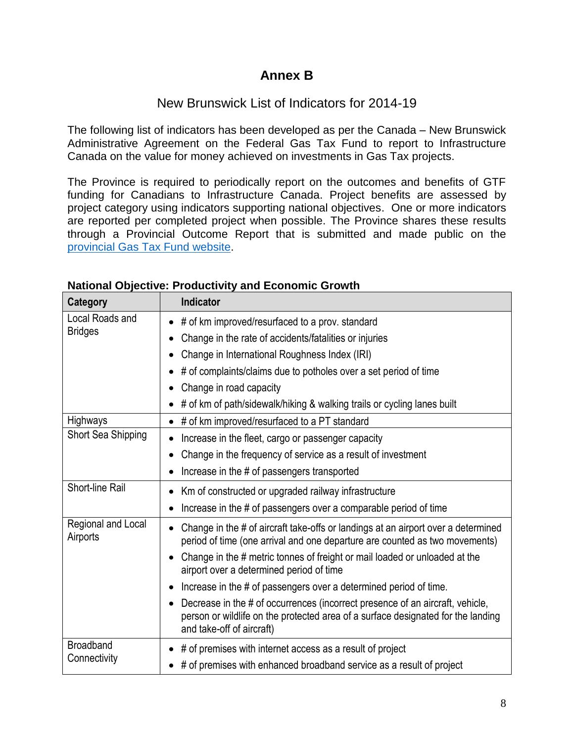# Annex B

## New Brunswick List of Indicators for 2014-19

The following list of indicators has been developed as per the Canada – New Brunswick Administrative Agreement on the Federal Gas Tax Fund to report to Infrastructure Canada on the value for money achieved on investments in Gas Tax projects.

The Province is required to periodically report on the outcomes and benefits of GTF funding for Canadians to Infrastructure Canada. Project benefits are assessed by project category using indicators supporting national objectives. One or more indicators are reported per completed project when possible. The Province shares these results through a Provincial Outcome Report that is submitted and made public on the provincial Gas Tax Fund website.

**National Objective: Productivity and Economic Growth**

| Category | Indicator |
|---|---|
| Local Roads and Bridges | • # of km improved/resurfaced to a prov. standard<br>• Change in the rate of accidents/fatalities or injuries<br>• Change in International Roughness Index (IRI)<br>• # of complaints/claims due to potholes over a set period of time<br>• Change in road capacity<br>• # of km of path/sidewalk/hiking & walking trails or cycling lanes built |
| Highways | • # of km improved/resurfaced to a PT standard |
| Short Sea Shipping | • Increase in the fleet, cargo or passenger capacity<br>• Change in the frequency of service as a result of investment<br>• Increase in the # of passengers transported |
| Short-line Rail | • Km of constructed or upgraded railway infrastructure<br>• Increase in the # of passengers over a comparable period of time |
| Regional and Local Airports | • Change in the # of aircraft take-offs or landings at an airport over a determined period of time (one arrival and one departure are counted as two movements)<br>• Change in the # metric tonnes of freight or mail loaded or unloaded at the airport over a determined period of time<br>• Increase in the # of passengers over a determined period of time.<br>• Decrease in the # of occurrences (incorrect presence of an aircraft, vehicle, person or wildlife on the protected area of a surface designated for the landing and take-off of aircraft) |
| Broadband Connectivity | • # of premises with internet access as a result of project<br>• # of premises with enhanced broadband service as a result of project |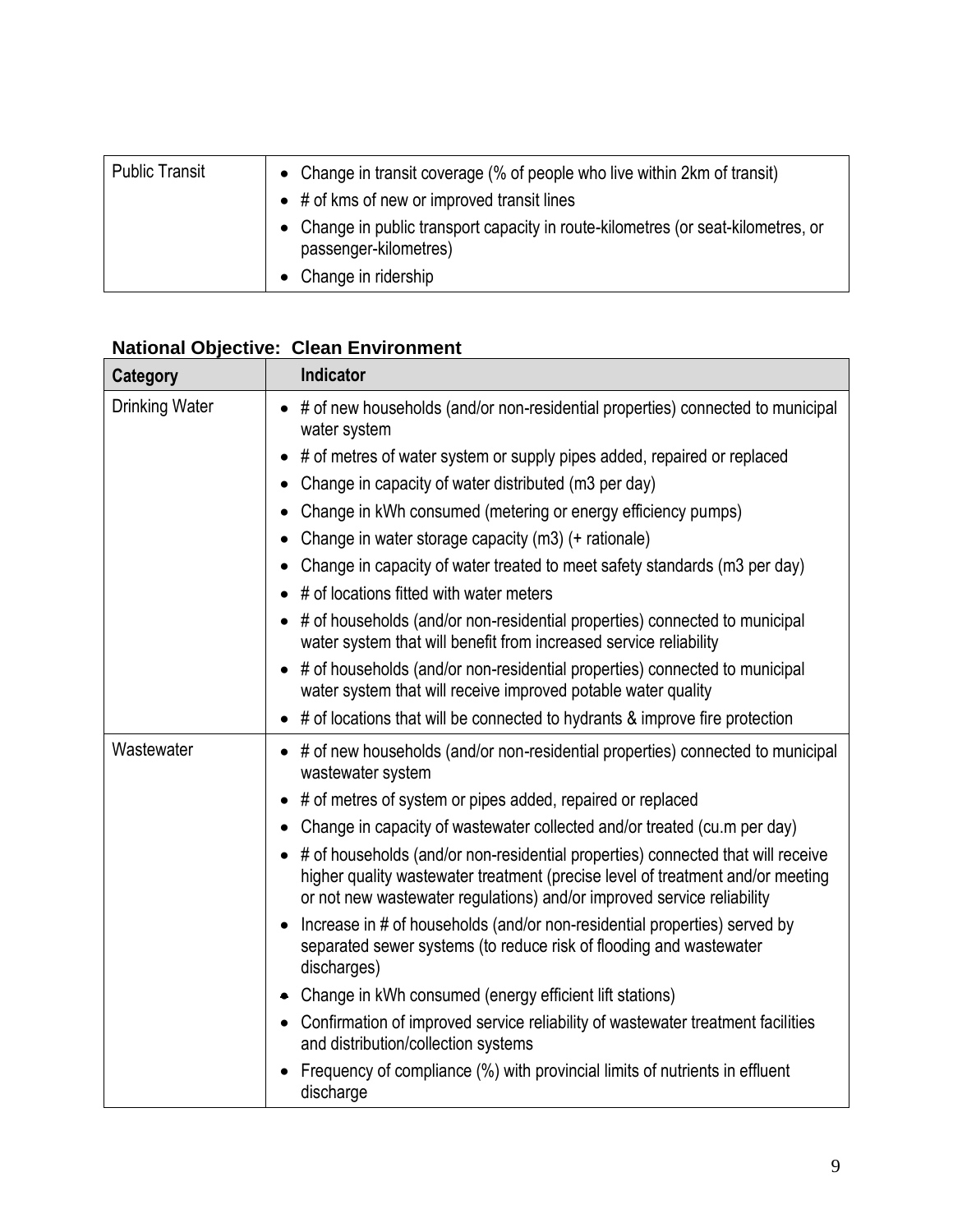| | |
|---|---|
| Public Transit | • Change in transit coverage (% of people who live within 2km of transit)<br>• # of kms of new or improved transit lines<br>• Change in public transport capacity in route-kilometres (or seat-kilometres, or passenger-kilometres)<br>• Change in ridership |

**National Objective: Clean Environment**

| Category | Indicator |
|---|---|
| Drinking Water | • # of new households (and/or non-residential properties) connected to municipal water system<br>• # of metres of water system or supply pipes added, repaired or replaced<br>• Change in capacity of water distributed (m3 per day)<br>• Change in kWh consumed (metering or energy efficiency pumps)<br>• Change in water storage capacity (m3) (+ rationale)<br>• Change in capacity of water treated to meet safety standards (m3 per day)<br>• # of locations fitted with water meters<br>• # of households (and/or non-residential properties) connected to municipal water system that will benefit from increased service reliability<br>• # of households (and/or non-residential properties) connected to municipal water system that will receive improved potable water quality<br>• # of locations that will be connected to hydrants & improve fire protection |
| Wastewater | • # of new households (and/or non-residential properties) connected to municipal wastewater system<br>• # of metres of system or pipes added, repaired or replaced<br>• Change in capacity of wastewater collected and/or treated (cu.m per day)<br>• # of households (and/or non-residential properties) connected that will receive higher quality wastewater treatment (precise level of treatment and/or meeting or not new wastewater regulations) and/or improved service reliability<br>• Increase in # of households (and/or non-residential properties) served by separated sewer systems (to reduce risk of flooding and wastewater discharges)<br>• Change in kWh consumed (energy efficient lift stations)<br>• Confirmation of improved service reliability of wastewater treatment facilities and distribution/collection systems<br>• Frequency of compliance (%) with provincial limits of nutrients in effluent discharge |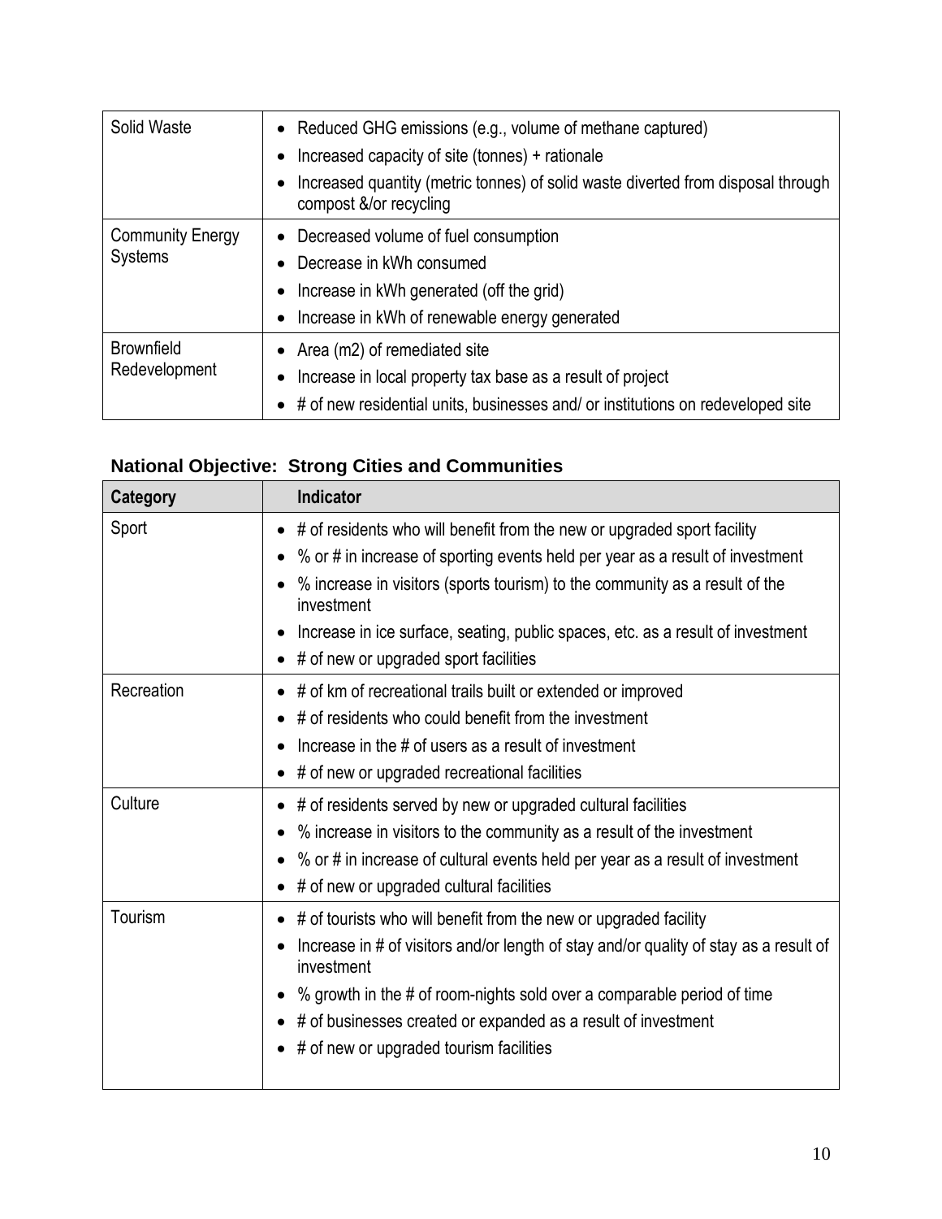| | |
|---|---|
| Solid Waste | • Reduced GHG emissions (e.g., volume of methane captured)<br>• Increased capacity of site (tonnes) + rationale<br>• Increased quantity (metric tonnes) of solid waste diverted from disposal through compost &/or recycling |
| Community Energy Systems | • Decreased volume of fuel consumption<br>• Decrease in kWh consumed<br>• Increase in kWh generated (off the grid)<br>• Increase in kWh of renewable energy generated |
| Brownfield Redevelopment | • Area (m2) of remediated site<br>• Increase in local property tax base as a result of project<br>• # of new residential units, businesses and/ or institutions on redeveloped site |

### National Objective: Strong Cities and Communities

| Category | Indicator |
|---|---|
| Sport | • # of residents who will benefit from the new or upgraded sport facility<br>• % or # in increase of sporting events held per year as a result of investment<br>• % increase in visitors (sports tourism) to the community as a result of the investment<br>• Increase in ice surface, seating, public spaces, etc. as a result of investment<br>• # of new or upgraded sport facilities |
| Recreation | • # of km of recreational trails built or extended or improved<br>• # of residents who could benefit from the investment<br>• Increase in the # of users as a result of investment<br>• # of new or upgraded recreational facilities |
| Culture | • # of residents served by new or upgraded cultural facilities<br>• % increase in visitors to the community as a result of the investment<br>• % or # in increase of cultural events held per year as a result of investment<br>• # of new or upgraded cultural facilities |
| Tourism | • # of tourists who will benefit from the new or upgraded facility<br>• Increase in # of visitors and/or length of stay and/or quality of stay as a result of investment<br>• % growth in the # of room-nights sold over a comparable period of time<br>• # of businesses created or expanded as a result of investment<br>• # of new or upgraded tourism facilities |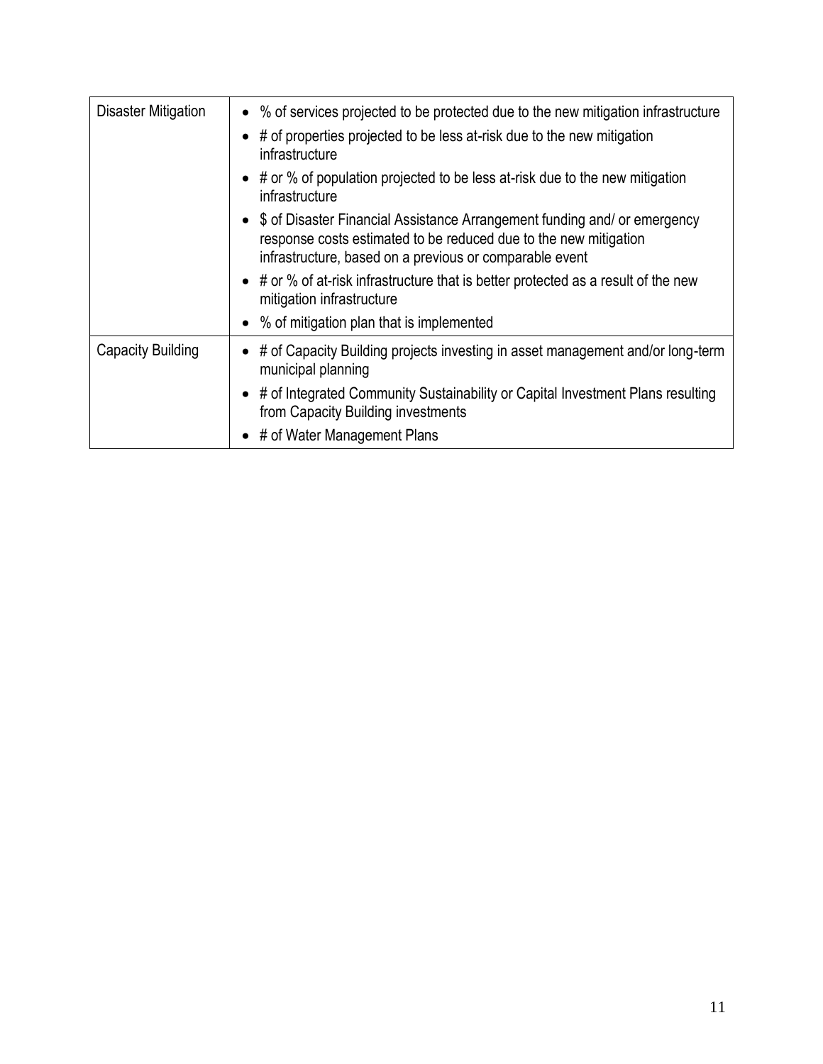| | |
|---|---|
| Disaster Mitigation | • % of services projected to be protected due to the new mitigation infrastructure<br>• # of properties projected to be less at-risk due to the new mitigation infrastructure<br>• # or % of population projected to be less at-risk due to the new mitigation infrastructure<br>• $ of Disaster Financial Assistance Arrangement funding and/ or emergency response costs estimated to be reduced due to the new mitigation infrastructure, based on a previous or comparable event<br>• # or % of at-risk infrastructure that is better protected as a result of the new mitigation infrastructure<br>• % of mitigation plan that is implemented |
| Capacity Building | • # of Capacity Building projects investing in asset management and/or long-term municipal planning<br>• # of Integrated Community Sustainability or Capital Investment Plans resulting from Capacity Building investments<br>• # of Water Management Plans |